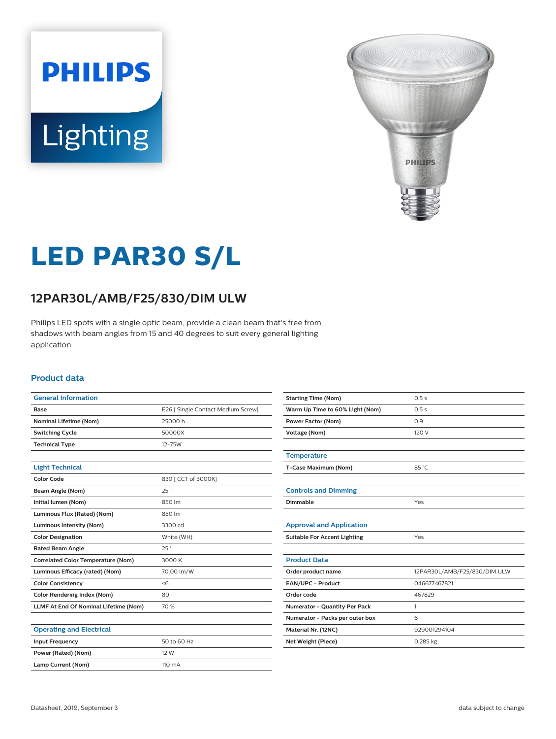PHILIPS

Lighting

# LED PAR30 S/L

## 12PAR30L/AMB/F25/830/DIM ULW

Philips LED spots with a single optic beam, provide a clean beam that's free from shadows with beam angles from 15 and 40 degrees to suit every general lighting application.

### Product data

| General Information | |
|---|---|
| Base | E26 [ Single Contact Medium Screw] |
| Nominal Lifetime (Nom) | 25000 h |
| Switching Cycle | 50000X |
| Technical Type | 12-75W |

| Light Technical | |
|---|---|
| Color Code | 830 [ CCT of 3000K] |
| Beam Angle (Nom) | 25 ° |
| Initial lumen (Nom) | 850 lm |
| Luminous Flux (Rated) (Nom) | 850 lm |
| Luminous Intensity (Nom) | 3300 cd |
| Color Designation | White (WH) |
| Rated Beam Angle | 25 ° |
| Correlated Color Temperature (Nom) | 3000 K |
| Luminous Efficacy (rated) (Nom) | 70.00 lm/W |
| Color Consistency | <6 |
| Color Rendering Index (Nom) | 80 |
| LLMF At End Of Nominal Lifetime (Nom) | 70 % |

| Operating and Electrical | |
|---|---|
| Input Frequency | 50 to 60 Hz |
| Power (Rated) (Nom) | 12 W |
| Lamp Current (Nom) | 110 mA |
| Starting Time (Nom) | 0.5 s |
| Warm Up Time to 60% Light (Nom) | 0.5 s |
| Power Factor (Nom) | 0.9 |
| Voltage (Nom) | 120 V |

| Temperature | |
|---|---|
| T-Case Maximum (Nom) | 85 °C |

| Controls and Dimming | |
|---|---|
| Dimmable | Yes |

| Approval and Application | |
|---|---|
| Suitable For Accent Lighting | Yes |

| Product Data | |
|---|---|
| Order product name | 12PAR30L/AMB/F25/830/DIM ULW |
| EAN/UPC - Product | 046677467821 |
| Order code | 467829 |
| Numerator - Quantity Per Pack | 1 |
| Numerator - Packs per outer box | 6 |
| Material Nr. (12NC) | 929001294104 |
| Net Weight (Piece) | 0.285 kg |

Datasheet, 2019, September 3

data subject to change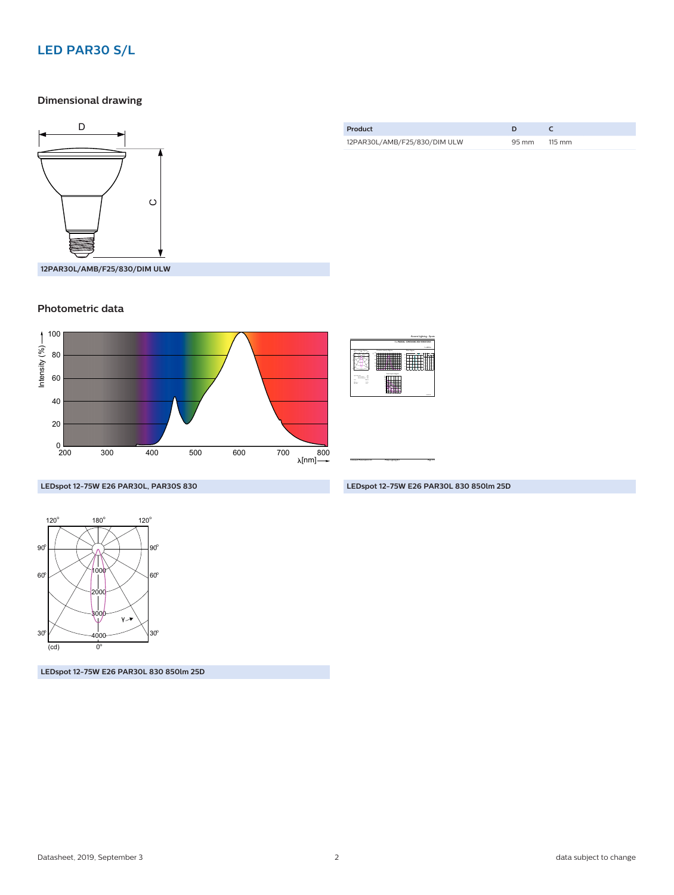# LED PAR30 S/L

## Dimensional drawing

| Product | D | C |
| --- | --- | --- |
| 12PAR30L/AMB/F25/830/DIM ULW | 95 mm | 115 mm |

12PAR30L/AMB/F25/830/DIM ULW

## Photometric data

LEDspot 12-75W E26 PAR30L, PAR30S 830

LEDspot 12-75W E26 PAR30L 830 850lm 25D

LEDspot 12-75W E26 PAR30L 830 850lm 25D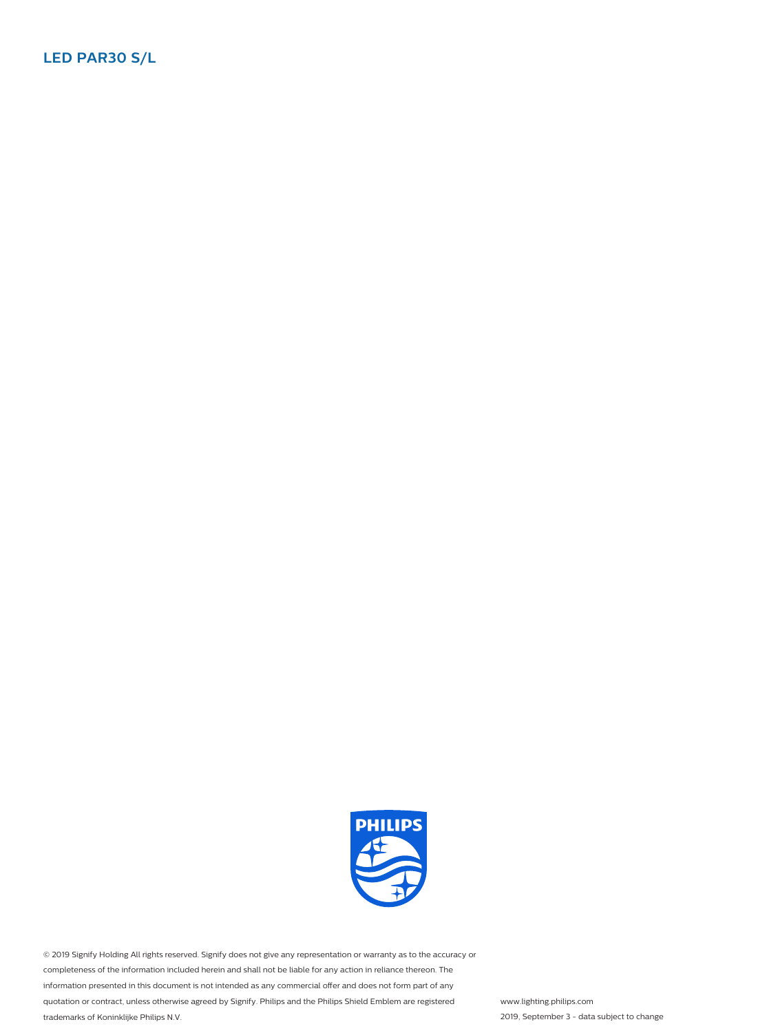© 2019 Signify Holding All rights reserved. Signify does not give any representation or warranty as to the accuracy or completeness of the information included herein and shall not be liable for any action in reliance thereon. The information presented in this document is not intended as any commercial offer and does not form part of any quotation or contract, unless otherwise agreed by Signify. Philips and the Philips Shield Emblem are registered trademarks of Koninklijke Philips N.V.

www.lighting.philips.com

2019, September 3 - data subject to change